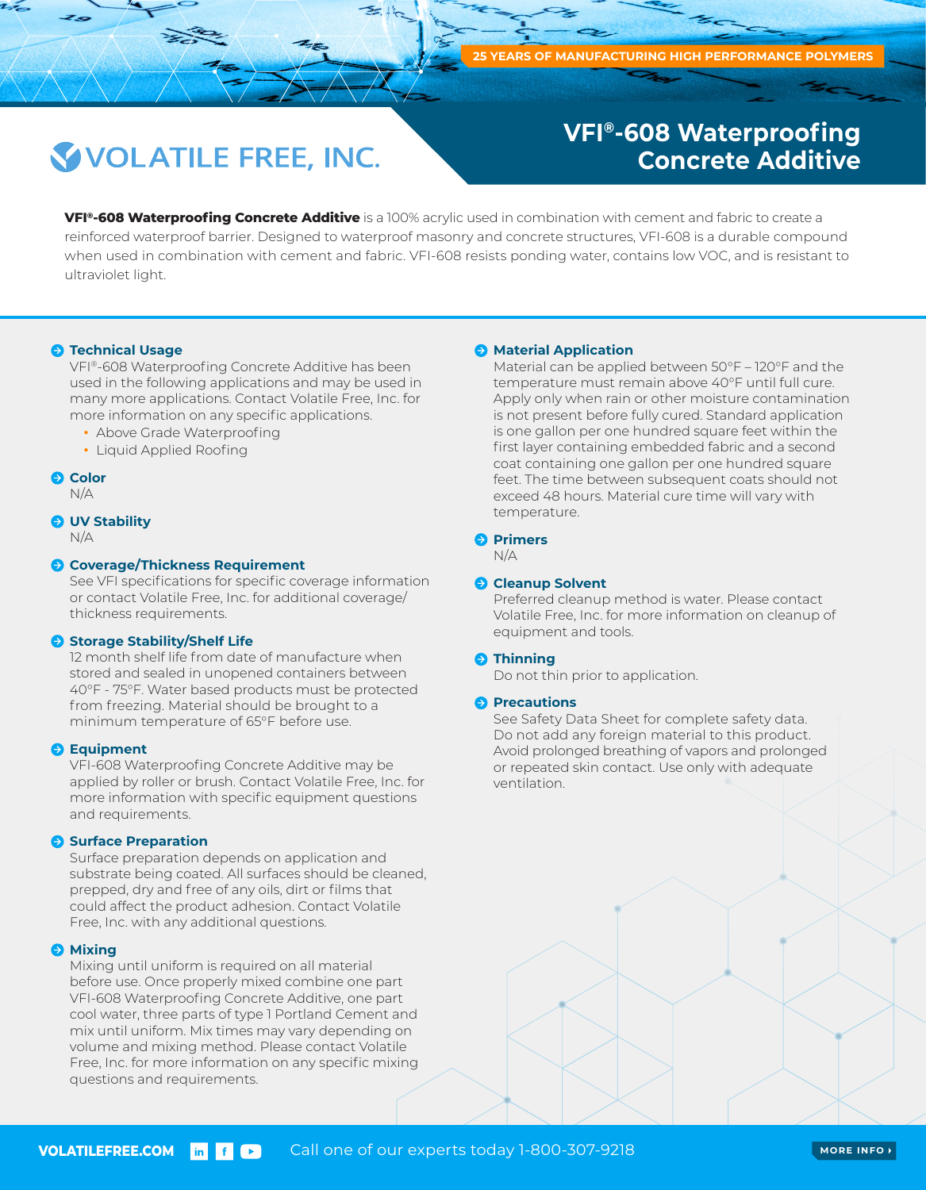25 YEARS OF MANUFACTURING HIGH PERFORMANCE POLYMERS

VOLATILE FREE, INC.

# VFI®-608 Waterproofing Concrete Additive

**VFI®-608 Waterproofing Concrete Additive** is a 100% acrylic used in combination with cement and fabric to create a reinforced waterproof barrier. Designed to waterproof masonry and concrete structures, VFI-608 is a durable compound when used in combination with cement and fabric. VFI-608 resists ponding water, contains low VOC, and is resistant to ultraviolet light.

## Technical Usage

VFI®-608 Waterproofing Concrete Additive has been used in the following applications and may be used in many more applications. Contact Volatile Free, Inc. for more information on any specific applications.

- Above Grade Waterproofing
- Liquid Applied Roofing

## Color

N/A

## UV Stability

N/A

## Coverage/Thickness Requirement

See VFI specifications for specific coverage information or contact Volatile Free, Inc. for additional coverage/ thickness requirements.

## Storage Stability/Shelf Life

12 month shelf life from date of manufacture when stored and sealed in unopened containers between 40°F - 75°F. Water based products must be protected from freezing. Material should be brought to a minimum temperature of 65°F before use.

## Equipment

VFI-608 Waterproofing Concrete Additive may be applied by roller or brush. Contact Volatile Free, Inc. for more information with specific equipment questions and requirements.

## Surface Preparation

Surface preparation depends on application and substrate being coated. All surfaces should be cleaned, prepped, dry and free of any oils, dirt or films that could affect the product adhesion. Contact Volatile Free, Inc. with any additional questions.

## Mixing

Mixing until uniform is required on all material before use. Once properly mixed combine one part VFI-608 Waterproofing Concrete Additive, one part cool water, three parts of type 1 Portland Cement and mix until uniform. Mix times may vary depending on volume and mixing method. Please contact Volatile Free, Inc. for more information on any specific mixing questions and requirements.

## Material Application

Material can be applied between 50°F – 120°F and the temperature must remain above 40°F until full cure. Apply only when rain or other moisture contamination is not present before fully cured. Standard application is one gallon per one hundred square feet within the first layer containing embedded fabric and a second coat containing one gallon per one hundred square feet. The time between subsequent coats should not exceed 48 hours. Material cure time will vary with temperature.

## Primers

N/A

## Cleanup Solvent

Preferred cleanup method is water. Please contact Volatile Free, Inc. for more information on cleanup of equipment and tools.

## Thinning

Do not thin prior to application.

## Precautions

See Safety Data Sheet for complete safety data. Do not add any foreign material to this product. Avoid prolonged breathing of vapors and prolonged or repeated skin contact. Use only with adequate ventilation.

VOLATILEFREE.COM — Call one of our experts today 1-800-307-9218 — MORE INFO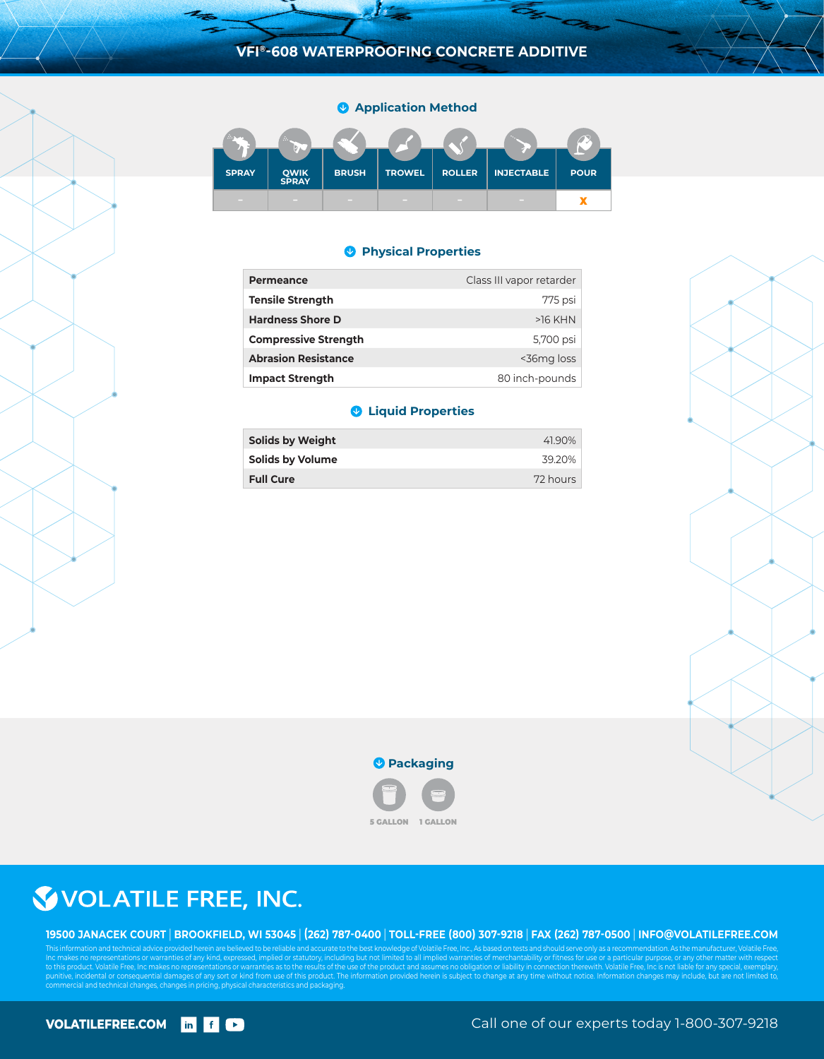# VFI®-608 WATERPROOFING CONCRETE ADDITIVE

## Application Method

| SPRAY | QWIK SPRAY | BRUSH | TROWEL | ROLLER | INJECTABLE | POUR |
|---|---|---|---|---|---|---|
| – | – | – | – | – | – | X |

## Physical Properties

| | |
|---|---|
| **Permeance** | Class III vapor retarder |
| **Tensile Strength** | 775 psi |
| **Hardness Shore D** | >16 KHN |
| **Compressive Strength** | 5,700 psi |
| **Abrasion Resistance** | <36mg loss |
| **Impact Strength** | 80 inch-pounds |

## Liquid Properties

| | |
|---|---|
| **Solids by Weight** | 41.90% |
| **Solids by Volume** | 39.20% |
| **Full Cure** | 72 hours |

## Packaging

5 GALLON 1 GALLON

VOLATILE FREE, INC.

**19500 JANACEK COURT | BROOKFIELD, WI 53045 | (262) 787-0400 | TOLL-FREE (800) 307-9218 | FAX (262) 787-0500 | INFO@VOLATILEFREE.COM**

This information and technical advice provided herein are believed to be reliable and accurate to the best knowledge of Volatile Free, Inc., As based on tests and should serve only as a recommendation. As the manufacturer, Volatile Free, Inc makes no representations or warranties of any kind, expressed, implied or statutory, including but not limited to all implied warranties of merchantability or fitness for use or a particular purpose, or any other matter with respect to this product. Volatile Free, Inc makes no representations or warranties as to the results of the use of the product and assumes no obligation or liability in connection therewith. Volatile Free, Inc is not liable for any special, exemplary, punitive, incidental or consequential damages of any sort or kind from use of this product. The information provided herein is subject to change at any time without notice. Information changes may include, but are not limited to, commercial and technical changes, changes in pricing, physical characteristics and packaging.

**VOLATILEFREE.COM**

Call one of our experts today 1-800-307-9218